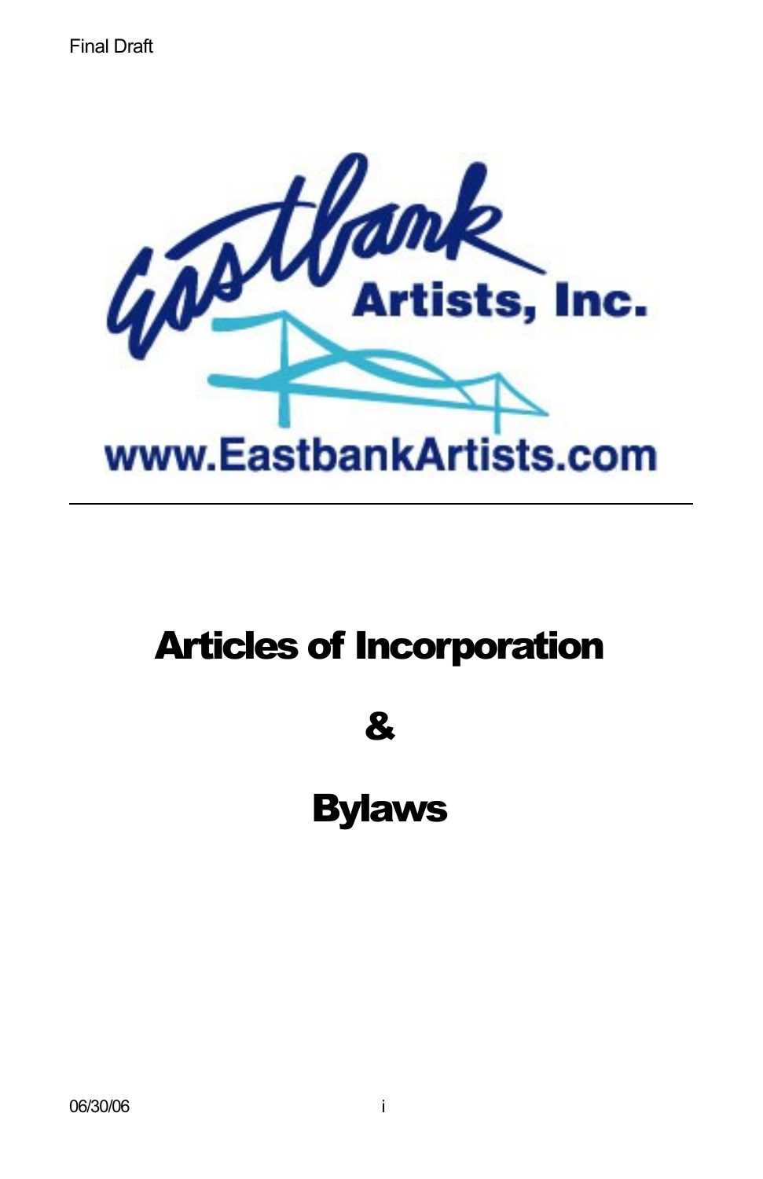Final Draft

Eastbank Artists, Inc.

www.EastbankArtists.com

---

# Articles of Incorporation

# &

# Bylaws

06/30/06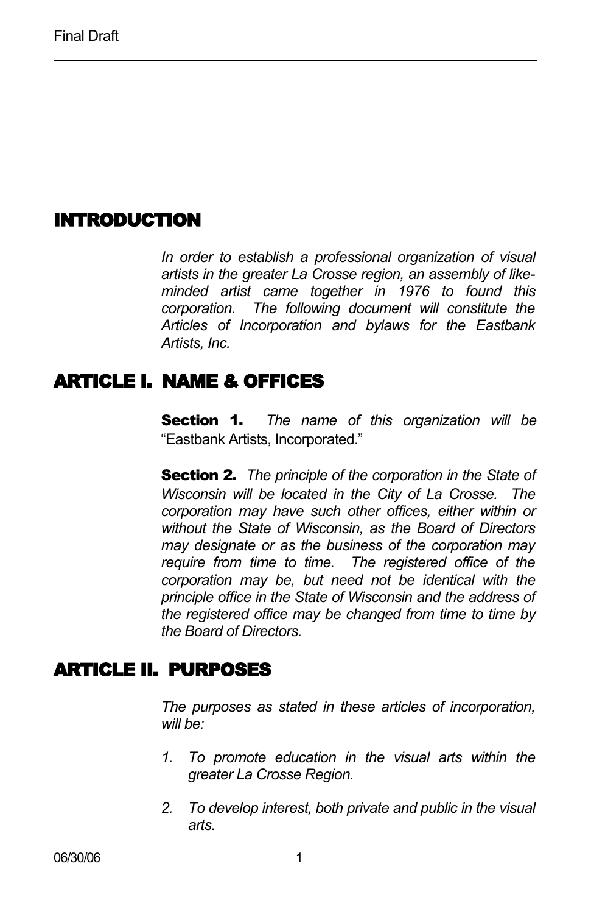## INTRODUCTION

*In order to establish a professional organization of visual artists in the greater La Crosse region, an assembly of like-minded artist came together in 1976 to found this corporation. The following document will constitute the Articles of Incorporation and bylaws for the Eastbank Artists, Inc.*

## ARTICLE I. NAME & OFFICES

**Section 1.** *The name of this organization will be* "Eastbank Artists, Incorporated."

**Section 2.** *The principle of the corporation in the State of Wisconsin will be located in the City of La Crosse. The corporation may have such other offices, either within or without the State of Wisconsin, as the Board of Directors may designate or as the business of the corporation may require from time to time. The registered office of the corporation may be, but need not be identical with the principle office in the State of Wisconsin and the address of the registered office may be changed from time to time by the Board of Directors.*

## ARTICLE II. PURPOSES

*The purposes as stated in these articles of incorporation, will be:*

1. *To promote education in the visual arts within the greater La Crosse Region.*
2. *To develop interest, both private and public in the visual arts.*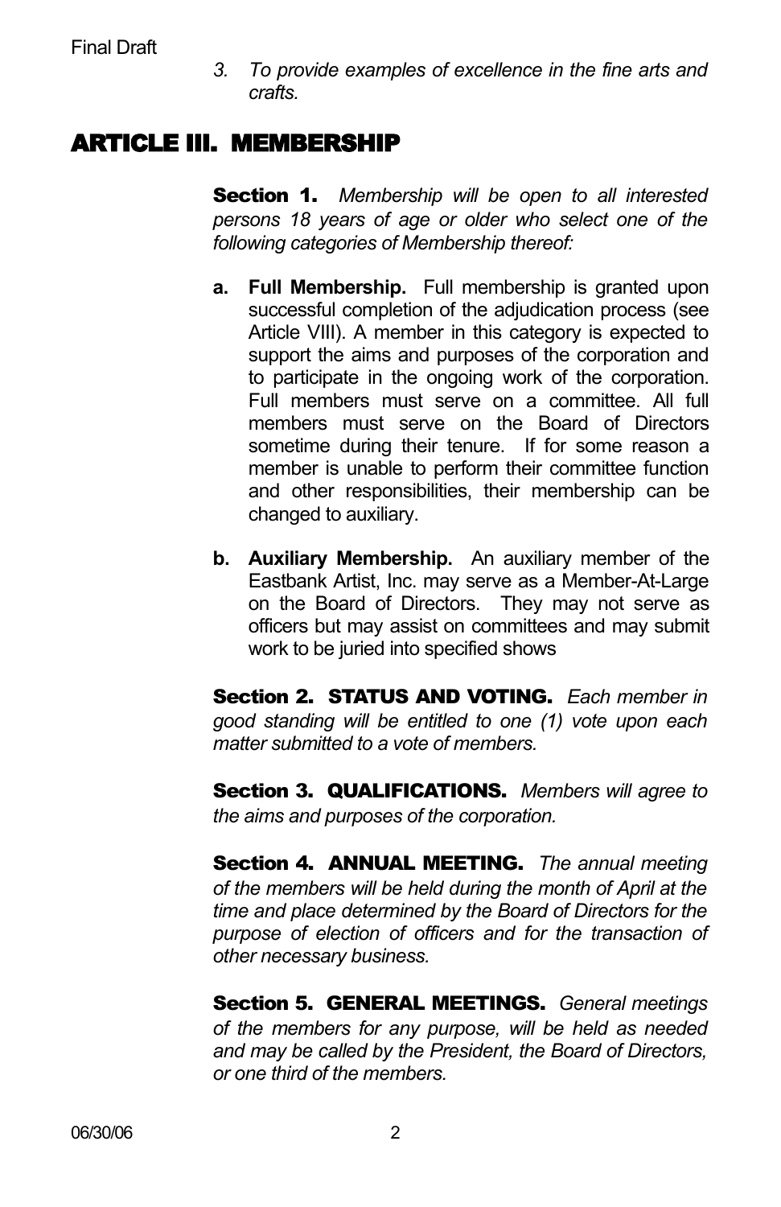3. *To provide examples of excellence in the fine arts and crafts.*

## ARTICLE III. MEMBERSHIP

**Section 1.** *Membership will be open to all interested persons 18 years of age or older who select one of the following categories of Membership thereof:*

- **a. Full Membership.** Full membership is granted upon successful completion of the adjudication process (see Article VIII). A member in this category is expected to support the aims and purposes of the corporation and to participate in the ongoing work of the corporation. Full members must serve on a committee. All full members must serve on the Board of Directors sometime during their tenure. If for some reason a member is unable to perform their committee function and other responsibilities, their membership can be changed to auxiliary.

- **b. Auxiliary Membership.** An auxiliary member of the Eastbank Artist, Inc. may serve as a Member-At-Large on the Board of Directors. They may not serve as officers but may assist on committees and may submit work to be juried into specified shows

**Section 2. STATUS AND VOTING.** *Each member in good standing will be entitled to one (1) vote upon each matter submitted to a vote of members.*

**Section 3. QUALIFICATIONS.** *Members will agree to the aims and purposes of the corporation.*

**Section 4. ANNUAL MEETING.** *The annual meeting of the members will be held during the month of April at the time and place determined by the Board of Directors for the purpose of election of officers and for the transaction of other necessary business.*

**Section 5. GENERAL MEETINGS.** *General meetings of the members for any purpose, will be held as needed and may be called by the President, the Board of Directors, or one third of the members.*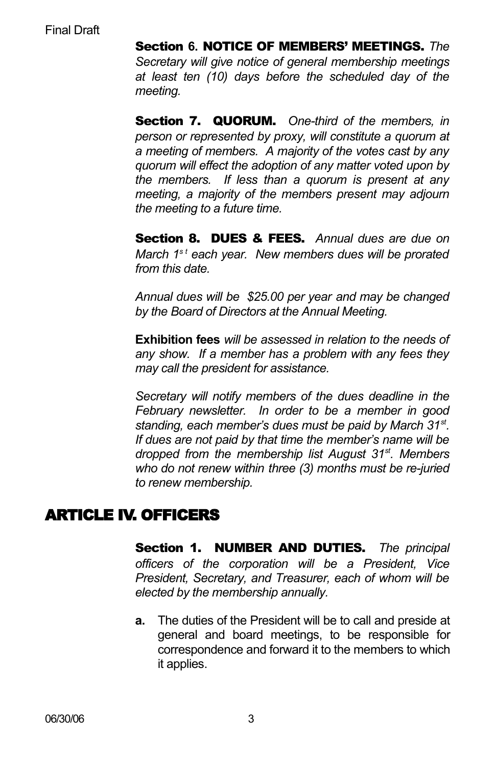**Section 6. NOTICE OF MEMBERS' MEETINGS.** *The Secretary will give notice of general membership meetings at least ten (10) days before the scheduled day of the meeting.*

**Section 7. QUORUM.** *One-third of the members, in person or represented by proxy, will constitute a quorum at a meeting of members. A majority of the votes cast by any quorum will effect the adoption of any matter voted upon by the members. If less than a quorum is present at any meeting, a majority of the members present may adjourn the meeting to a future time.*

**Section 8. DUES & FEES.** *Annual dues are due on March 1st each year. New members dues will be prorated from this date.*

*Annual dues will be $25.00 per year and may be changed by the Board of Directors at the Annual Meeting.*

**Exhibition fees** *will be assessed in relation to the needs of any show. If a member has a problem with any fees they may call the president for assistance.*

*Secretary will notify members of the dues deadline in the February newsletter. In order to be a member in good standing, each member's dues must be paid by March 31st. If dues are not paid by that time the member's name will be dropped from the membership list August 31st. Members who do not renew within three (3) months must be re-juried to renew membership.*

## ARTICLE IV. OFFICERS

**Section 1. NUMBER AND DUTIES.** *The principal officers of the corporation will be a President, Vice President, Secretary, and Treasurer, each of whom will be elected by the membership annually.*

**a.** The duties of the President will be to call and preside at general and board meetings, to be responsible for correspondence and forward it to the members to which it applies.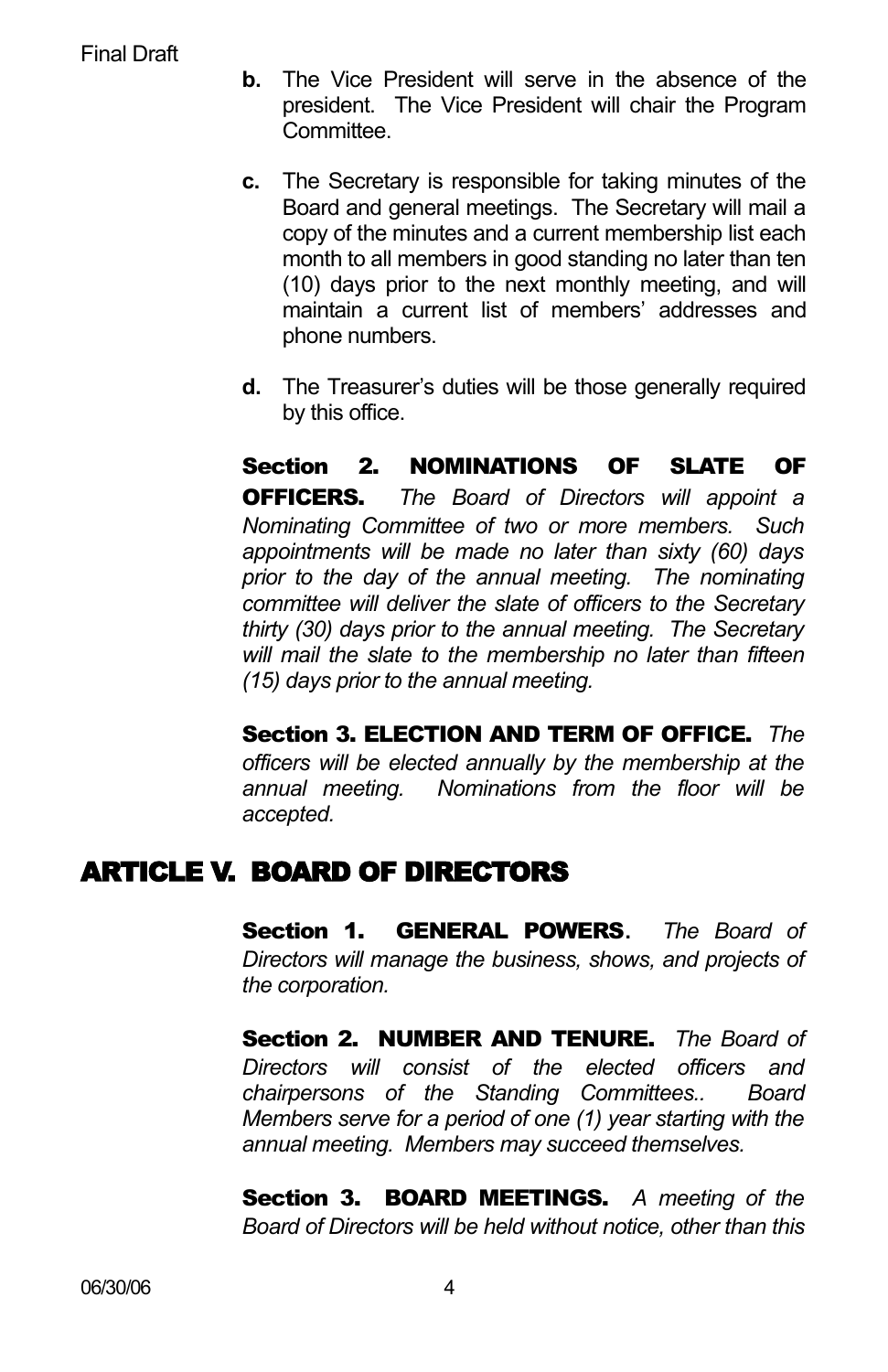**b.** The Vice President will serve in the absence of the president. The Vice President will chair the Program Committee.

**c.** The Secretary is responsible for taking minutes of the Board and general meetings. The Secretary will mail a copy of the minutes and a current membership list each month to all members in good standing no later than ten (10) days prior to the next monthly meeting, and will maintain a current list of members' addresses and phone numbers.

**d.** The Treasurer's duties will be those generally required by this office.

**Section 2. NOMINATIONS OF SLATE OF OFFICERS.** *The Board of Directors will appoint a Nominating Committee of two or more members. Such appointments will be made no later than sixty (60) days prior to the day of the annual meeting. The nominating committee will deliver the slate of officers to the Secretary thirty (30) days prior to the annual meeting. The Secretary will mail the slate to the membership no later than fifteen (15) days prior to the annual meeting.*

**Section 3. ELECTION AND TERM OF OFFICE.** *The officers will be elected annually by the membership at the annual meeting. Nominations from the floor will be accepted.*

## ARTICLE V. BOARD OF DIRECTORS

**Section 1. GENERAL POWERS.** *The Board of Directors will manage the business, shows, and projects of the corporation.*

**Section 2. NUMBER AND TENURE.** *The Board of Directors will consist of the elected officers and chairpersons of the Standing Committees.. Board Members serve for a period of one (1) year starting with the annual meeting. Members may succeed themselves.*

**Section 3. BOARD MEETINGS.** *A meeting of the Board of Directors will be held without notice, other than this*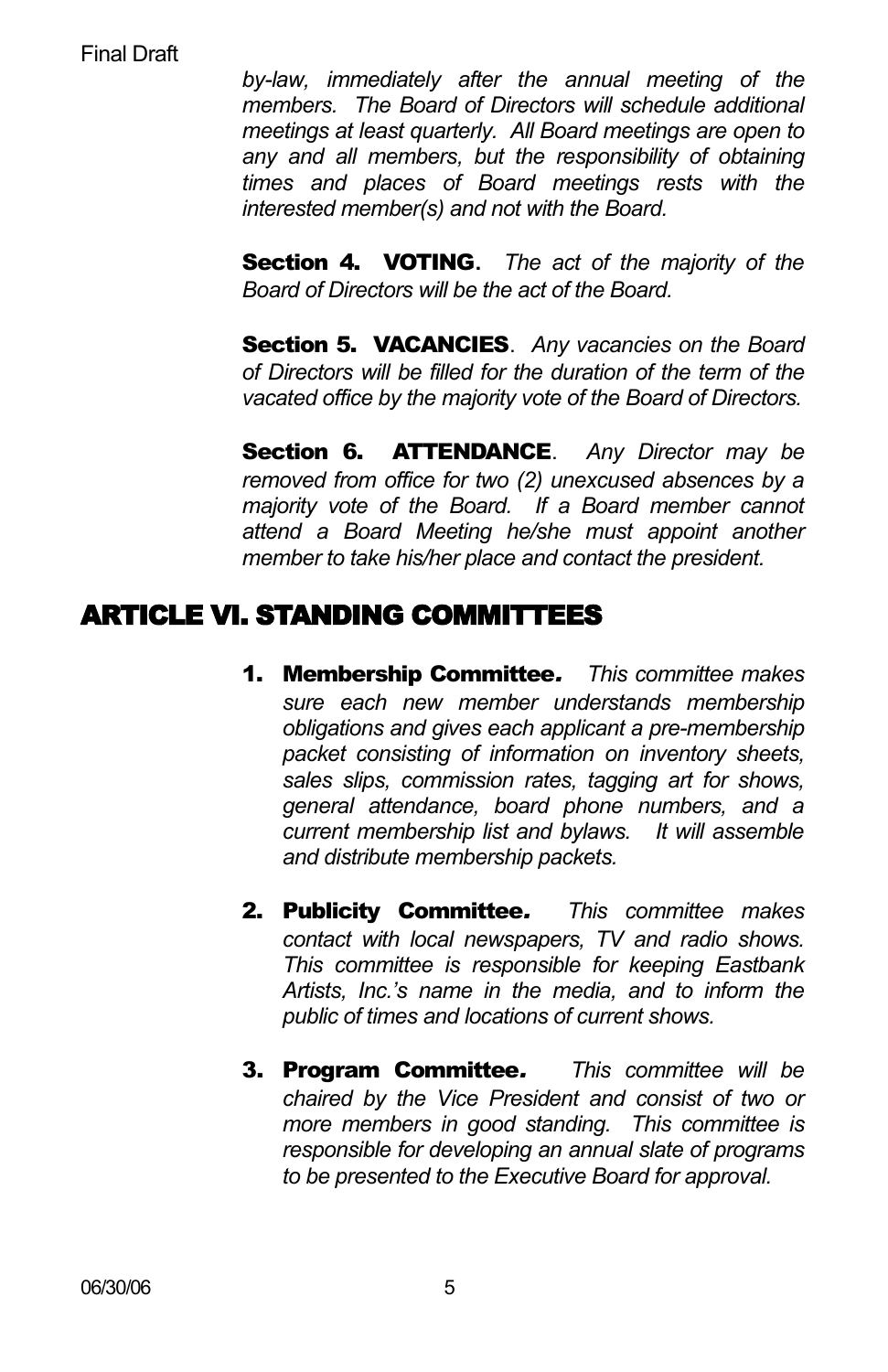*by-law, immediately after the annual meeting of the members. The Board of Directors will schedule additional meetings at least quarterly. All Board meetings are open to any and all members, but the responsibility of obtaining times and places of Board meetings rests with the interested member(s) and not with the Board.*

**Section 4. VOTING.** *The act of the majority of the Board of Directors will be the act of the Board.*

**Section 5. VACANCIES**. *Any vacancies on the Board of Directors will be filled for the duration of the term of the vacated office by the majority vote of the Board of Directors.*

**Section 6. ATTENDANCE**. *Any Director may be removed from office for two (2) unexcused absences by a majority vote of the Board. If a Board member cannot attend a Board Meeting he/she must appoint another member to take his/her place and contact the president.*

## ARTICLE VI. STANDING COMMITTEES

1. **Membership Committee.** *This committee makes sure each new member understands membership obligations and gives each applicant a pre-membership packet consisting of information on inventory sheets, sales slips, commission rates, tagging art for shows, general attendance, board phone numbers, and a current membership list and bylaws. It will assemble and distribute membership packets.*

2. **Publicity Committee.** *This committee makes contact with local newspapers, TV and radio shows. This committee is responsible for keeping Eastbank Artists, Inc.'s name in the media, and to inform the public of times and locations of current shows.*

3. **Program Committee.** *This committee will be chaired by the Vice President and consist of two or more members in good standing. This committee is responsible for developing an annual slate of programs to be presented to the Executive Board for approval.*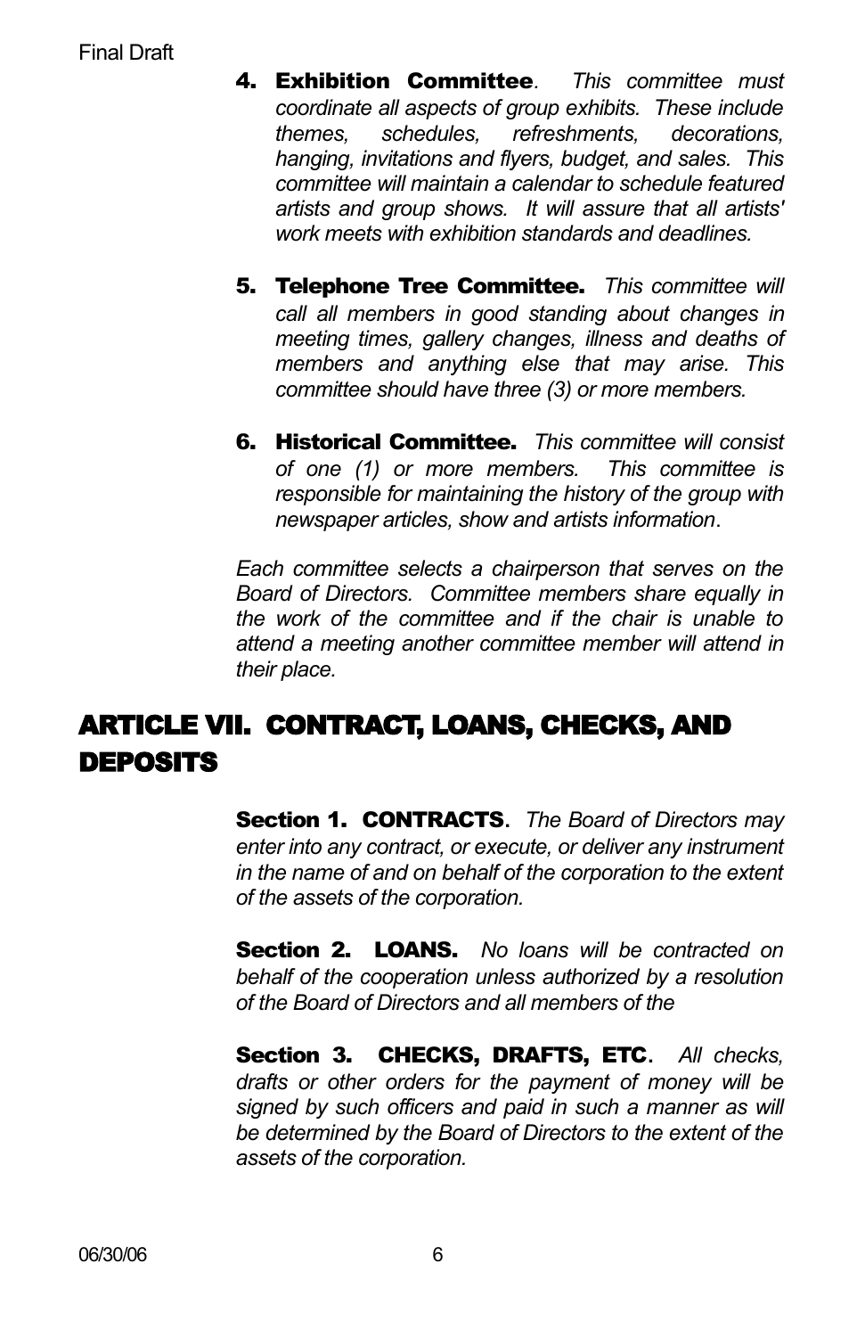4. **Exhibition Committee**. *This committee must coordinate all aspects of group exhibits. These include themes, schedules, refreshments, decorations, hanging, invitations and flyers, budget, and sales. This committee will maintain a calendar to schedule featured artists and group shows. It will assure that all artists' work meets with exhibition standards and deadlines.*

5. **Telephone Tree Committee.** *This committee will call all members in good standing about changes in meeting times, gallery changes, illness and deaths of members and anything else that may arise. This committee should have three (3) or more members.*

6. **Historical Committee.** *This committee will consist of one (1) or more members. This committee is responsible for maintaining the history of the group with newspaper articles, show and artists information*.

*Each committee selects a chairperson that serves on the Board of Directors. Committee members share equally in the work of the committee and if the chair is unable to attend a meeting another committee member will attend in their place.*

## ARTICLE VII. CONTRACT, LOANS, CHECKS, AND DEPOSITS

**Section 1. CONTRACTS**. *The Board of Directors may enter into any contract, or execute, or deliver any instrument in the name of and on behalf of the corporation to the extent of the assets of the corporation.*

**Section 2. LOANS.** *No loans will be contracted on behalf of the cooperation unless authorized by a resolution of the Board of Directors and all members of the*

**Section 3. CHECKS, DRAFTS, ETC**. *All checks, drafts or other orders for the payment of money will be signed by such officers and paid in such a manner as will be determined by the Board of Directors to the extent of the assets of the corporation.*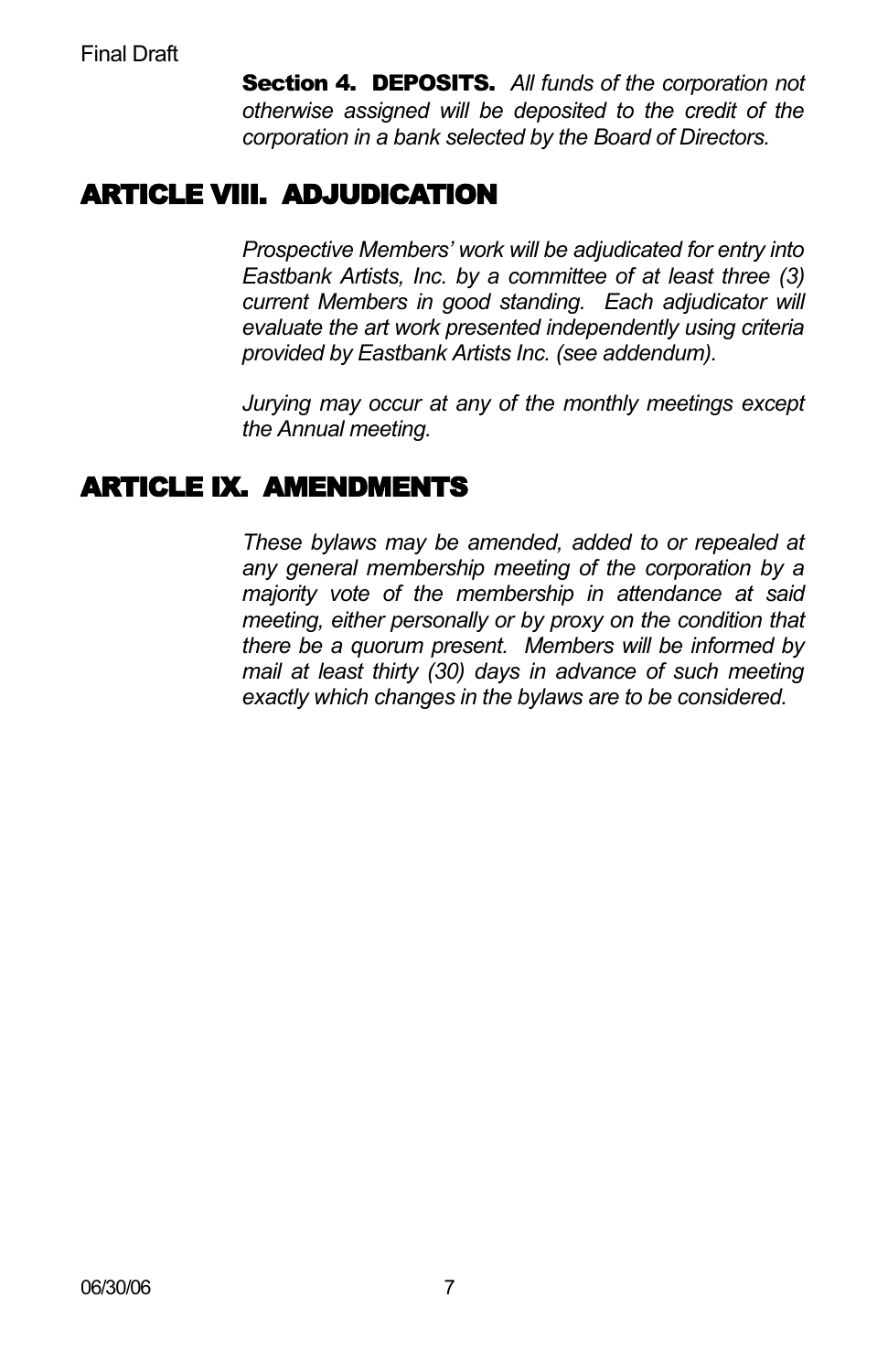**Section 4. DEPOSITS.** *All funds of the corporation not otherwise assigned will be deposited to the credit of the corporation in a bank selected by the Board of Directors.*

## ARTICLE VIII. ADJUDICATION

*Prospective Members' work will be adjudicated for entry into Eastbank Artists, Inc. by a committee of at least three (3) current Members in good standing. Each adjudicator will evaluate the art work presented independently using criteria provided by Eastbank Artists Inc. (see addendum).*

*Jurying may occur at any of the monthly meetings except the Annual meeting.*

## ARTICLE IX. AMENDMENTS

*These bylaws may be amended, added to or repealed at any general membership meeting of the corporation by a majority vote of the membership in attendance at said meeting, either personally or by proxy on the condition that there be a quorum present. Members will be informed by mail at least thirty (30) days in advance of such meeting exactly which changes in the bylaws are to be considered.*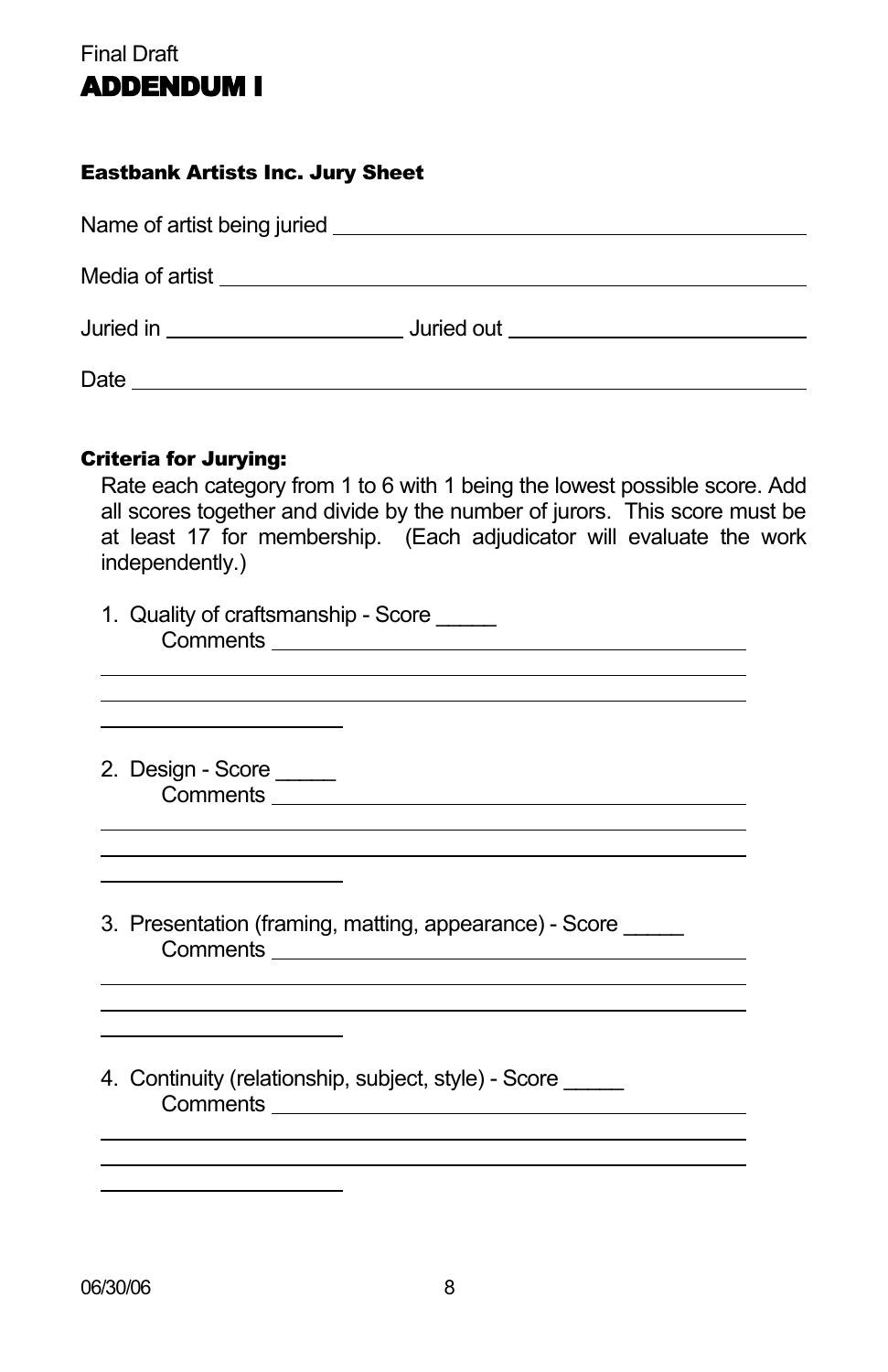Final Draft

# ADDENDUM I

### Eastbank Artists Inc. Jury Sheet

Name of artist being juried ________________________________________

Media of artist ________________________________________

Juried in ____________________ Juried out ________________________

Date ________________________________________

### Criteria for Jurying:

Rate each category from 1 to 6 with 1 being the lowest possible score. Add all scores together and divide by the number of jurors. This score must be at least 17 for membership. (Each adjudicator will evaluate the work independently.)

1. Quality of craftsmanship - Score _____
   Comments ________________________________________
   ________________________________________
   ________________________________________
   ____________________

2. Design - Score _____
   Comments ________________________________________
   ________________________________________
   ________________________________________
   ____________________

3. Presentation (framing, matting, appearance) - Score _____
   Comments ________________________________________
   ________________________________________
   ________________________________________
   ____________________

4. Continuity (relationship, subject, style) - Score _____
   Comments ________________________________________
   ________________________________________
   ________________________________________
   ____________________

06/30/06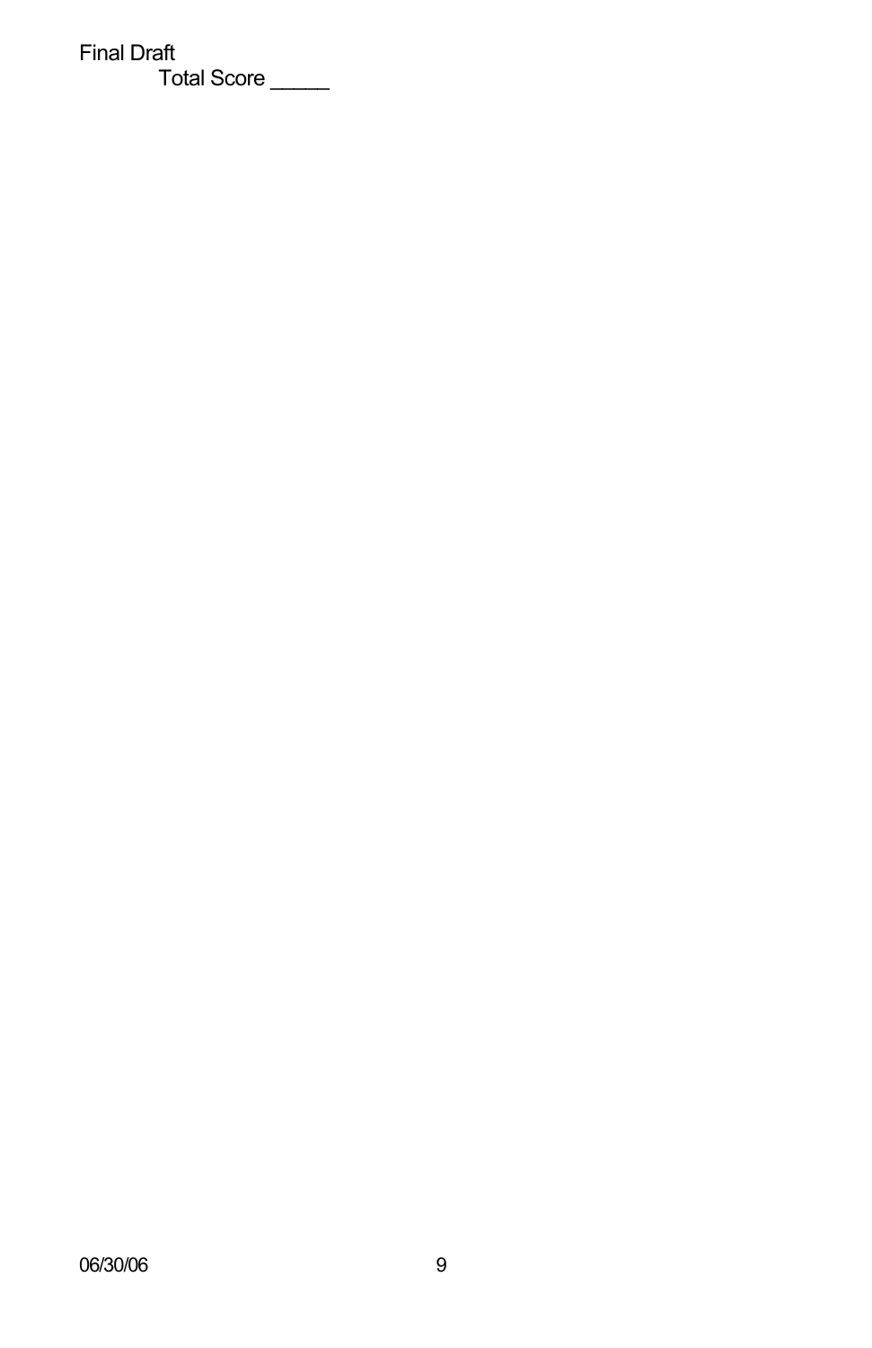Final Draft

Total Score _____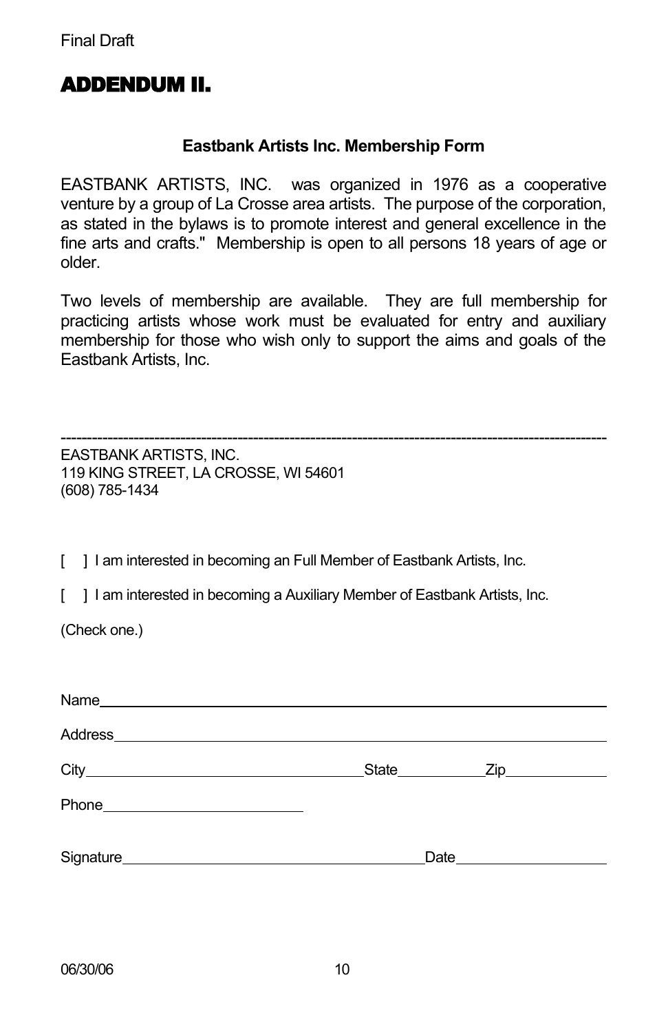Final Draft

# ADDENDUM II.

**Eastbank Artists Inc. Membership Form**

EASTBANK ARTISTS, INC. was organized in 1976 as a cooperative venture by a group of La Crosse area artists. The purpose of the corporation, as stated in the bylaws is to promote interest and general excellence in the fine arts and crafts." Membership is open to all persons 18 years of age or older.

Two levels of membership are available. They are full membership for practicing artists whose work must be evaluated for entry and auxiliary membership for those who wish only to support the aims and goals of the Eastbank Artists, Inc.

---

EASTBANK ARTISTS, INC.
119 KING STREET, LA CROSSE, WI 54601
(608) 785-1434

[ ] I am interested in becoming an Full Member of Eastbank Artists, Inc.

[ ] I am interested in becoming a Auxiliary Member of Eastbank Artists, Inc.

(Check one.)

Name_______________________________________________

Address_____________________________________________

City__________________________ State__________ Zip__________

Phone____________________

Signature______________________________ Date______________

06/30/06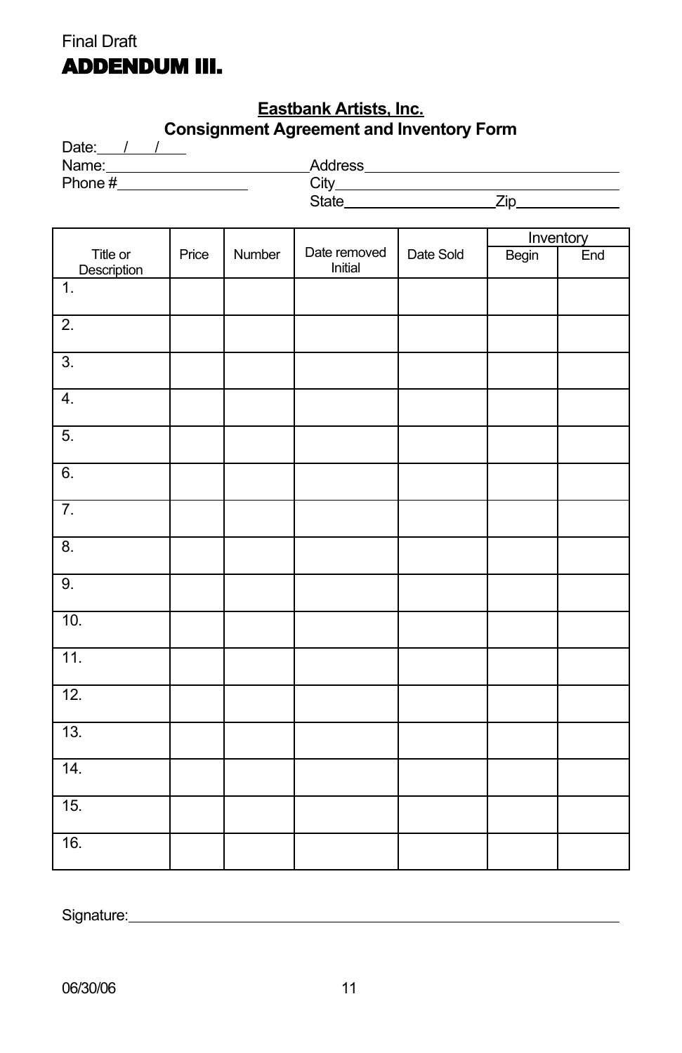Final Draft

# ADDENDUM III.

**Eastbank Artists, Inc.**
**Consignment Agreement and Inventory Form**

Date:\_\_\_/\_\_\_/\_\_\_

Name:\_\_\_\_\_\_\_\_\_\_\_\_\_\_\_\_\_\_\_\_ Address\_\_\_\_\_\_\_\_\_\_\_\_\_\_\_\_\_\_\_\_\_\_\_\_

Phone #\_\_\_\_\_\_\_\_\_\_\_\_\_\_ City\_\_\_\_\_\_\_\_\_\_\_\_\_\_\_\_\_\_\_\_\_\_\_\_\_\_\_\_

State\_\_\_\_\_\_\_\_\_\_\_\_\_\_\_\_Zip\_\_\_\_\_\_\_\_\_\_

| Title or Description | Price | Number | Date removed Initial | Date Sold | Inventory | |
|---|---|---|---|---|---|---|
| | | | | | Begin | End |
| 1. | | | | | | |
| 2. | | | | | | |
| 3. | | | | | | |
| 4. | | | | | | |
| 5. | | | | | | |
| 6. | | | | | | |
| 7. | | | | | | |
| 8. | | | | | | |
| 9. | | | | | | |
| 10. | | | | | | |
| 11. | | | | | | |
| 12. | | | | | | |
| 13. | | | | | | |
| 14. | | | | | | |
| 15. | | | | | | |
| 16. | | | | | | |

Signature:\_\_\_\_\_\_\_\_\_\_\_\_\_\_\_\_\_\_\_\_\_\_\_\_\_\_\_\_\_\_\_\_\_\_\_\_\_\_\_\_\_\_\_\_\_\_\_\_

06/30/06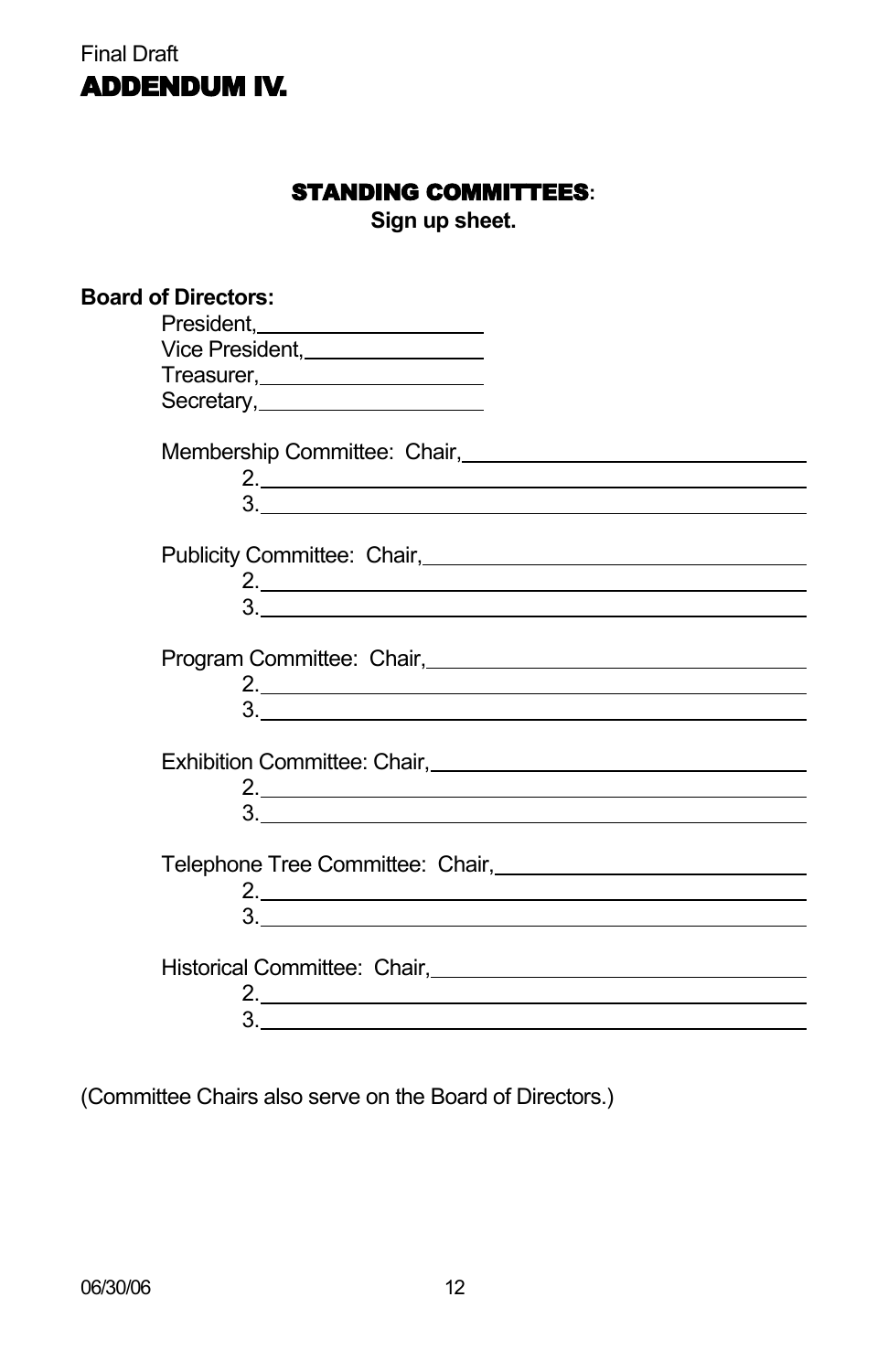Final Draft

# ADDENDUM IV.

## STANDING COMMITTEES:

**Sign up sheet.**

**Board of Directors:**

President, ____________________

Vice President, ____________________

Treasurer, ____________________

Secretary, ____________________

Membership Committee: Chair, ______________________________

2. ______________________________
3. ______________________________

Publicity Committee: Chair, ______________________________

2. ______________________________
3. ______________________________

Program Committee: Chair, ______________________________

2. ______________________________
3. ______________________________

Exhibition Committee: Chair, ______________________________

2. ______________________________
3. ______________________________

Telephone Tree Committee: Chair, ______________________________

2. ______________________________
3. ______________________________

Historical Committee: Chair, ______________________________

2. ______________________________
3. ______________________________

(Committee Chairs also serve on the Board of Directors.)

06/30/06